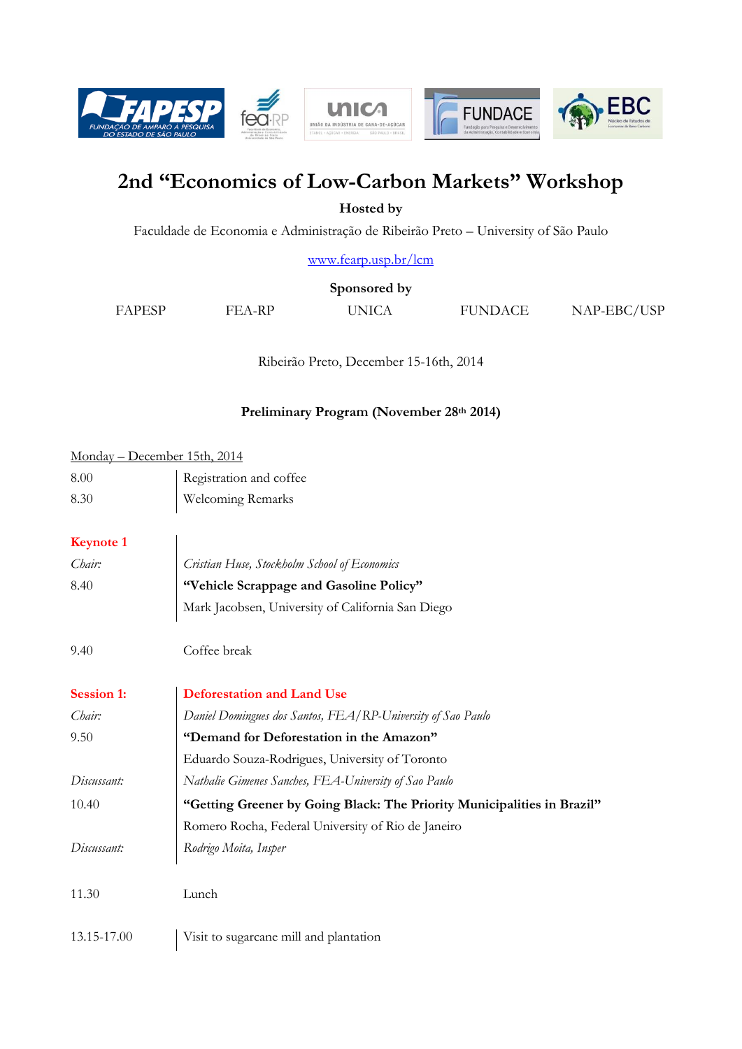# 2nd "Economics of Low-Carbon Markets" Workshop

**Hosted by**

Faculdade de Economia e Administração de Ribeirão Preto – University of São Paulo

www.fearp.usp.br/lcm

**Sponsored by**

FAPESP FEA-RP UNICA FUNDACE NAP-EBC/USP

Ribeirão Preto, December 15-16th, 2014

**Preliminary Program (November 28th 2014)**

Monday – December 15th, 2014

| | |
|---|---|
| 8.00 | Registration and coffee |
| 8.30 | Welcoming Remarks |
| **Keynote 1** | |
| *Chair:* | *Cristian Huse, Stockholm School of Economics* |
| 8.40 | **"Vehicle Scrappage and Gasoline Policy"** |
| | Mark Jacobsen, University of California San Diego |
| 9.40 | Coffee break |
| **Session 1:** | **Deforestation and Land Use** |
| *Chair:* | *Daniel Domingues dos Santos, FEA/RP-University of Sao Paulo* |
| 9.50 | **"Demand for Deforestation in the Amazon"** |
| | Eduardo Souza-Rodrigues, University of Toronto |
| *Discussant:* | *Nathalie Gimenes Sanches, FEA-University of Sao Paulo* |
| 10.40 | **"Getting Greener by Going Black: The Priority Municipalities in Brazil"** |
| | Romero Rocha, Federal University of Rio de Janeiro |
| *Discussant:* | *Rodrigo Moita, Insper* |
| 11.30 | Lunch |
| 13.15-17.00 | Visit to sugarcane mill and plantation |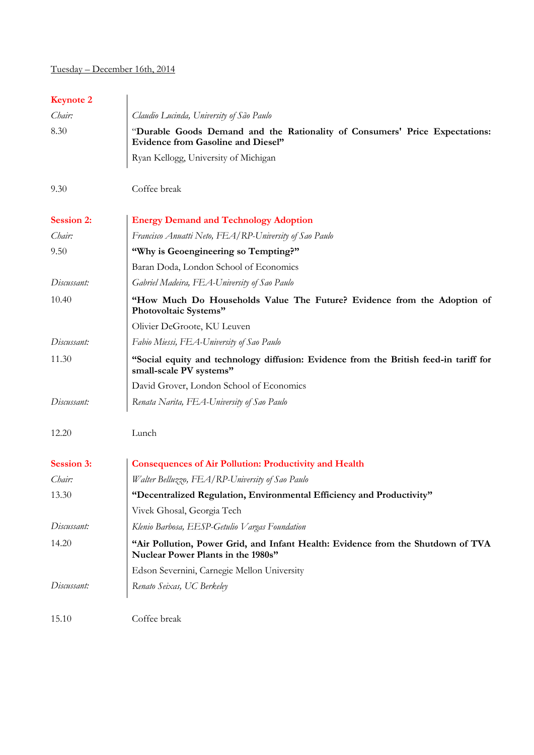Tuesday – December 16th, 2014

| | |
|---|---|
| **Keynote 2** | |
| *Chair:* | *Claudio Lucinda, University of São Paulo* |
| 8.30 | "**Durable Goods Demand and the Rationality of Consumers' Price Expectations: Evidence from Gasoline and Diesel"** |
| | Ryan Kellogg, University of Michigan |
| 9.30 | Coffee break |
| **Session 2:** | **Energy Demand and Technology Adoption** |
| *Chair:* | *Francisco Anuatti Neto, FEA/RP-University of Sao Paulo* |
| 9.50 | **"Why is Geoengineering so Tempting?"** |
| | Baran Doda, London School of Economics |
| *Discussant:* | *Gabriel Madeira, FEA-University of Sao Paulo* |
| 10.40 | **"How Much Do Households Value The Future? Evidence from the Adoption of Photovoltaic Systems"** |
| | Olivier DeGroote, KU Leuven |
| *Discussant:* | *Fabio Miessi, FEA-University of Sao Paulo* |
| 11.30 | **"Social equity and technology diffusion: Evidence from the British feed-in tariff for small-scale PV systems"** |
| | David Grover, London School of Economics |
| *Discussant:* | *Renata Narita, FEA-University of Sao Paulo* |
| 12.20 | Lunch |
| **Session 3:** | **Consequences of Air Pollution: Productivity and Health** |
| *Chair:* | *Walter Belluzzo, FEA/RP-University of Sao Paulo* |
| 13.30 | **"Decentralized Regulation, Environmental Efficiency and Productivity"** |
| | Vivek Ghosal, Georgia Tech |
| *Discussant:* | *Klenio Barbosa, EESP-Getulio Vargas Foundation* |
| 14.20 | **"Air Pollution, Power Grid, and Infant Health: Evidence from the Shutdown of TVA Nuclear Power Plants in the 1980s"** |
| | Edson Severnini, Carnegie Mellon University |
| *Discussant:* | *Renato Seixas, UC Berkeley* |
| 15.10 | Coffee break |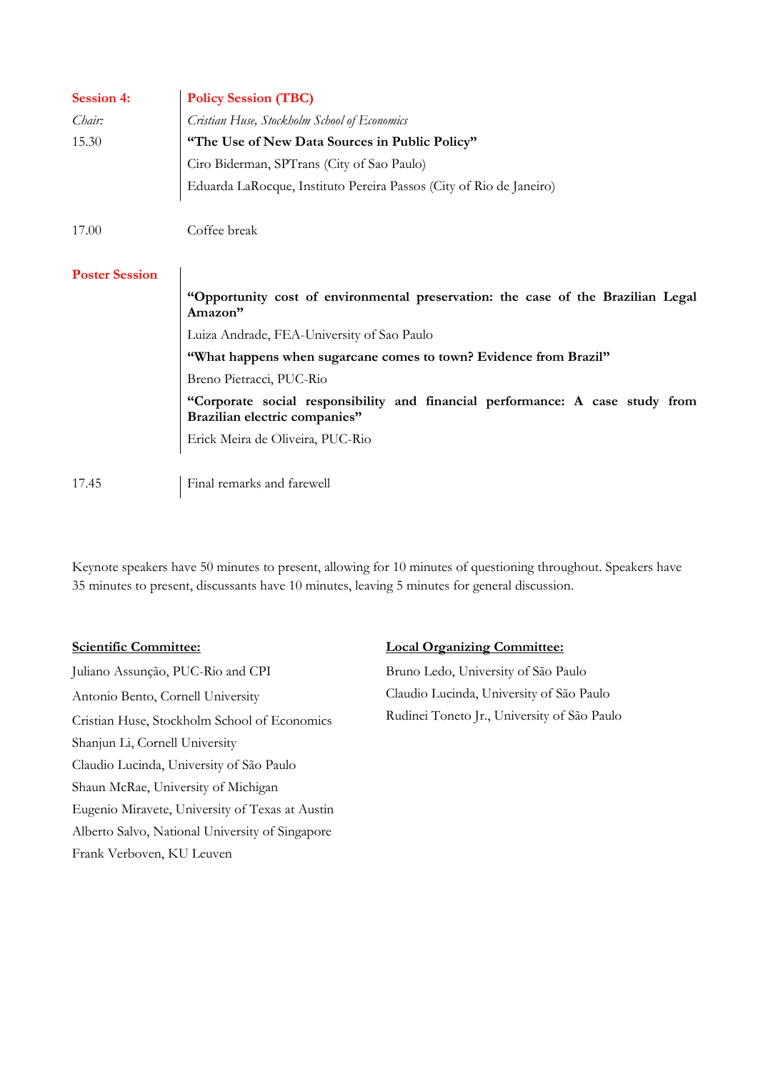**Session 4:** **Policy Session (TBC)**

*Chair:* *Cristian Huse, Stockholm School of Economics*

15.30 **"The Use of New Data Sources in Public Policy"**

Ciro Biderman, SPTrans (City of Sao Paulo)

Eduarda LaRocque, Instituto Pereira Passos (City of Rio de Janeiro)

17.00 Coffee break

**Poster Session**

**"Opportunity cost of environmental preservation: the case of the Brazilian Legal Amazon"**

Luiza Andrade, FEA-University of Sao Paulo

**"What happens when sugarcane comes to town? Evidence from Brazil"**

Breno Pietracci, PUC-Rio

**"Corporate social responsibility and financial performance: A case study from Brazilian electric companies"**

Erick Meira de Oliveira, PUC-Rio

17.45 Final remarks and farewell

Keynote speakers have 50 minutes to present, allowing for 10 minutes of questioning throughout. Speakers have 35 minutes to present, discussants have 10 minutes, leaving 5 minutes for general discussion.

**Scientific Committee:**

Juliano Assunção, PUC-Rio and CPI

Antonio Bento, Cornell University

Cristian Huse, Stockholm School of Economics

Shanjun Li, Cornell University

Claudio Lucinda, University of São Paulo

Shaun McRae, University of Michigan

Eugenio Miravete, University of Texas at Austin

Alberto Salvo, National University of Singapore

Frank Verboven, KU Leuven

**Local Organizing Committee:**

Bruno Ledo, University of São Paulo

Claudio Lucinda, University of São Paulo

Rudinei Toneto Jr., University of São Paulo